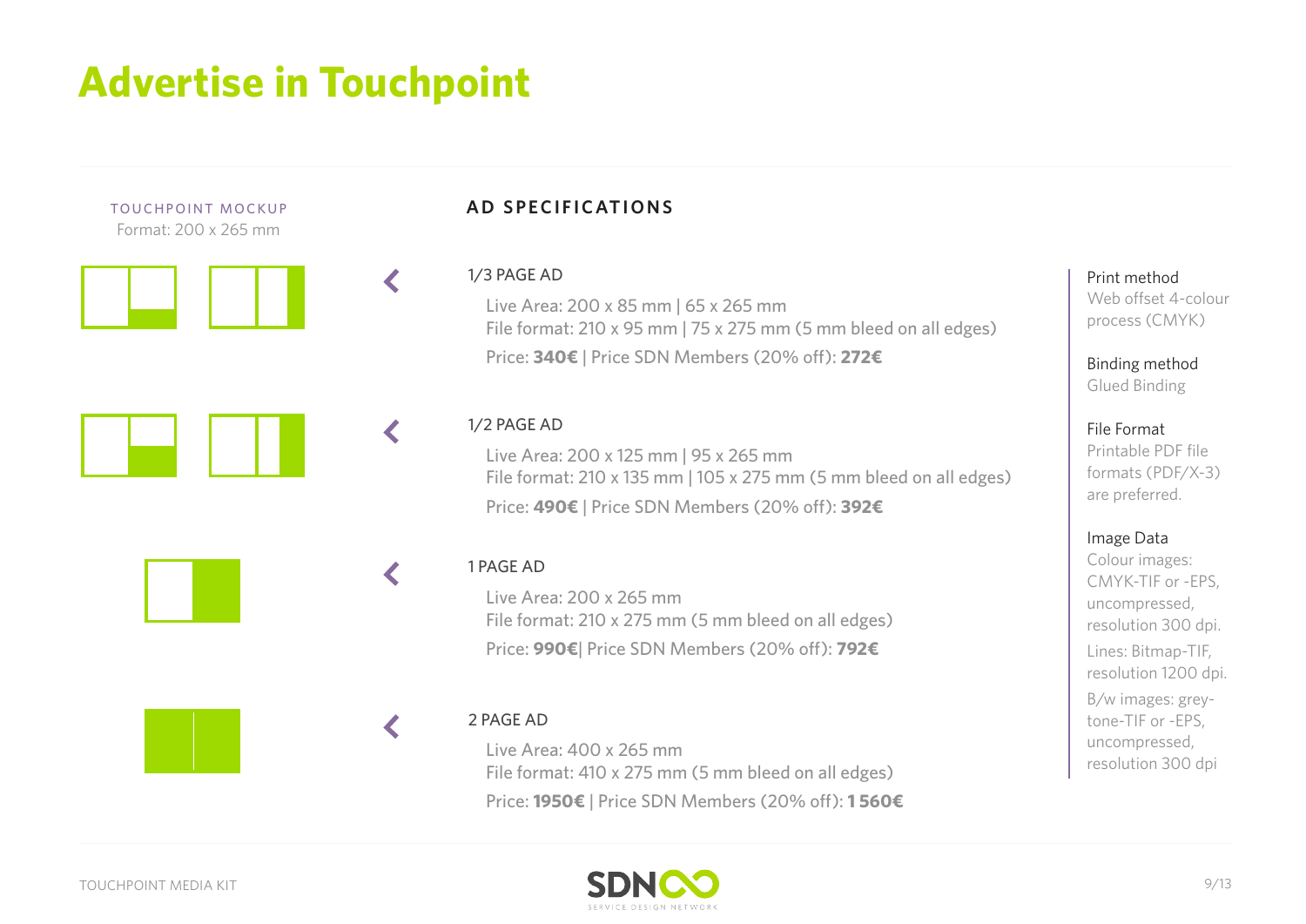# Advertise in Touchpoint

TOUCHPOINT MOCKUP
Format: 200 x 265 mm

## AD SPECIFICATIONS

### 1/3 PAGE AD

Live Area: 200 x 85 mm | 65 x 265 mm
File format: 210 x 95 mm | 75 x 275 mm (5 mm bleed on all edges)
Price: **340€** | Price SDN Members (20% off): **272€**

### 1/2 PAGE AD

Live Area: 200 x 125 mm | 95 x 265 mm
File format: 210 x 135 mm | 105 x 275 mm (5 mm bleed on all edges)
Price: **490€** | Price SDN Members (20% off): **392€**

### 1 PAGE AD

Live Area: 200 x 265 mm
File format: 210 x 275 mm (5 mm bleed on all edges)
Price: **990€**| Price SDN Members (20% off): **792€**

### 2 PAGE AD

Live Area: 400 x 265 mm
File format: 410 x 275 mm (5 mm bleed on all edges)
Price: **1950€** | Price SDN Members (20% off): **1 560€**

Print method
Web offset 4-colour process (CMYK)

Binding method
Glued Binding

File Format
Printable PDF file formats (PDF/X-3) are preferred.

Image Data
Colour images: CMYK-TIF or -EPS, uncompressed, resolution 300 dpi.

Lines: Bitmap-TIF, resolution 1200 dpi.

B/w images: grey-tone-TIF or -EPS, uncompressed, resolution 300 dpi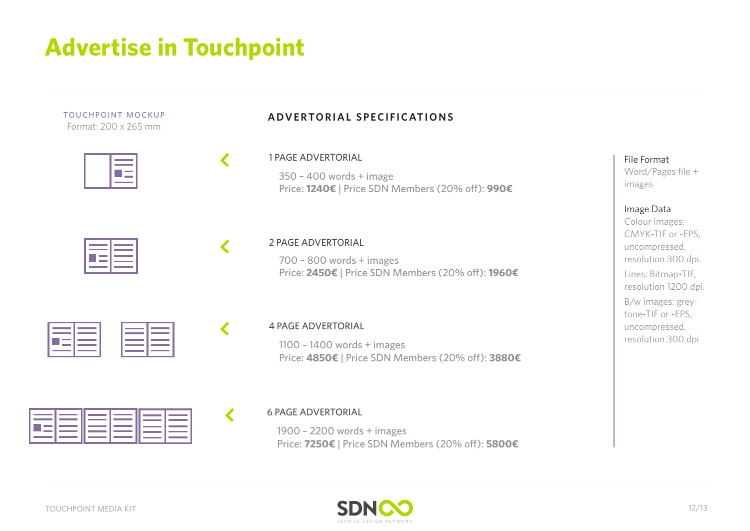# Advertise in Touchpoint

TOUCHPOINT MOCKUP
Format: 200 x 265 mm

## ADVERTORIAL SPECIFICATIONS

### 1 PAGE ADVERTORIAL

350 – 400 words + image
Price: **1240€** | Price SDN Members (20% off): **990€**

### 2 PAGE ADVERTORIAL

700 – 800 words + images
Price: **2450€** | Price SDN Members (20% off): **1960€**

### 4 PAGE ADVERTORIAL

1100 – 1400 words + images
Price: **4850€** | Price SDN Members (20% off): **3880€**

### 6 PAGE ADVERTORIAL

1900 – 2200 words + images
Price: **7250€** | Price SDN Members (20% off): **5800€**

File Format
Word/Pages file + images

Image Data
Colour images: CMYK-TIF or -EPS, uncompressed, resolution 300 dpi.

Lines: Bitmap-TIF, resolution 1200 dpi.

B/w images: grey-tone-TIF or -EPS, uncompressed, resolution 300 dpi